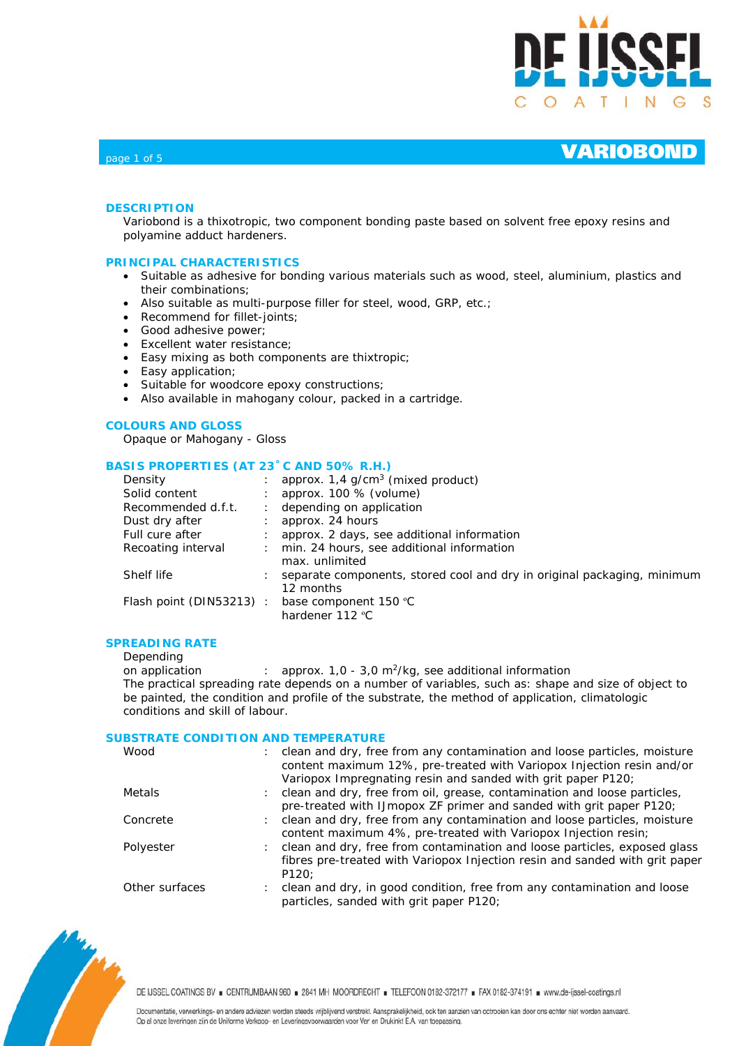# VARIOBOND

## DESCRIPTION

Variobond is a thixotropic, two component bonding paste based on solvent free epoxy resins and polyamine adduct hardeners.

## PRINCIPAL CHARACTERISTICS

- Suitable as adhesive for bonding various materials such as wood, steel, aluminium, plastics and their combinations;
- Also suitable as multi-purpose filler for steel, wood, GRP, etc.;
- Recommend for fillet-joints;
- Good adhesive power;
- Excellent water resistance;
- Easy mixing as both components are thixtropic;
- Easy application;
- Suitable for woodcore epoxy constructions;
- Also available in mahogany colour, packed in a cartridge.

## COLOURS AND GLOSS

Opaque or Mahogany - Gloss

## BASIS PROPERTIES (AT 23˚C AND 50% R.H.)

| | | |
|---|---|---|
| Density | : | approx. 1,4 g/cm$^3$ (mixed product) |
| Solid content | : | approx. 100 % (volume) |
| Recommended d.f.t. | : | depending on application |
| Dust dry after | : | approx. 24 hours |
| Full cure after | : | approx. 2 days, see additional information |
| Recoating interval | : | min. 24 hours, see additional information<br>max. unlimited |
| Shelf life | : | separate components, stored cool and dry in original packaging, minimum 12 months |
| Flash point (DIN53213) | : | base component 150 ºC<br>hardener 112 ºC |

## SPREADING RATE

Depending on application : approx. 1,0 - 3,0 m$^2$/kg, see additional information

The practical spreading rate depends on a number of variables, such as: shape and size of object to be painted, the condition and profile of the substrate, the method of application, climatologic conditions and skill of labour.

## SUBSTRATE CONDITION AND TEMPERATURE

| | | |
|---|---|---|
| Wood | : | clean and dry, free from any contamination and loose particles, moisture content maximum 12%, pre-treated with Variopox Injection resin and/or Variopox Impregnating resin and sanded with grit paper P120; |
| Metals | : | clean and dry, free from oil, grease, contamination and loose particles, pre-treated with IJmopox ZF primer and sanded with grit paper P120; |
| Concrete | : | clean and dry, free from any contamination and loose particles, moisture content maximum 4%, pre-treated with Variopox Injection resin; |
| Polyester | : | clean and dry, free from contamination and loose particles, exposed glass fibres pre-treated with Variopox Injection resin and sanded with grit paper P120; |
| Other surfaces | : | clean and dry, in good condition, free from any contamination and loose particles, sanded with grit paper P120; |

DE IJSSEL COATINGS BV ■ CENTRUMBAAN 960 ■ 2841 MH MOORDRECHT ■ TELEFOON 0182-372177 ■ FAX 0182-374191 ■ www.de-ijssel-coatings.nl

Documentatie, verwerkings- en andere adviezen worden steeds vrijblijvend verstrekt. Aansprakelijkheid, ook ten aanzien van octrooien kan door ons echter niet worden aanvaard. Op al onze leveringen zijn de Uniforme Verkoop- en Leveringsvoorwaarden voor Verf en Drukinkt E.A. van toepassing.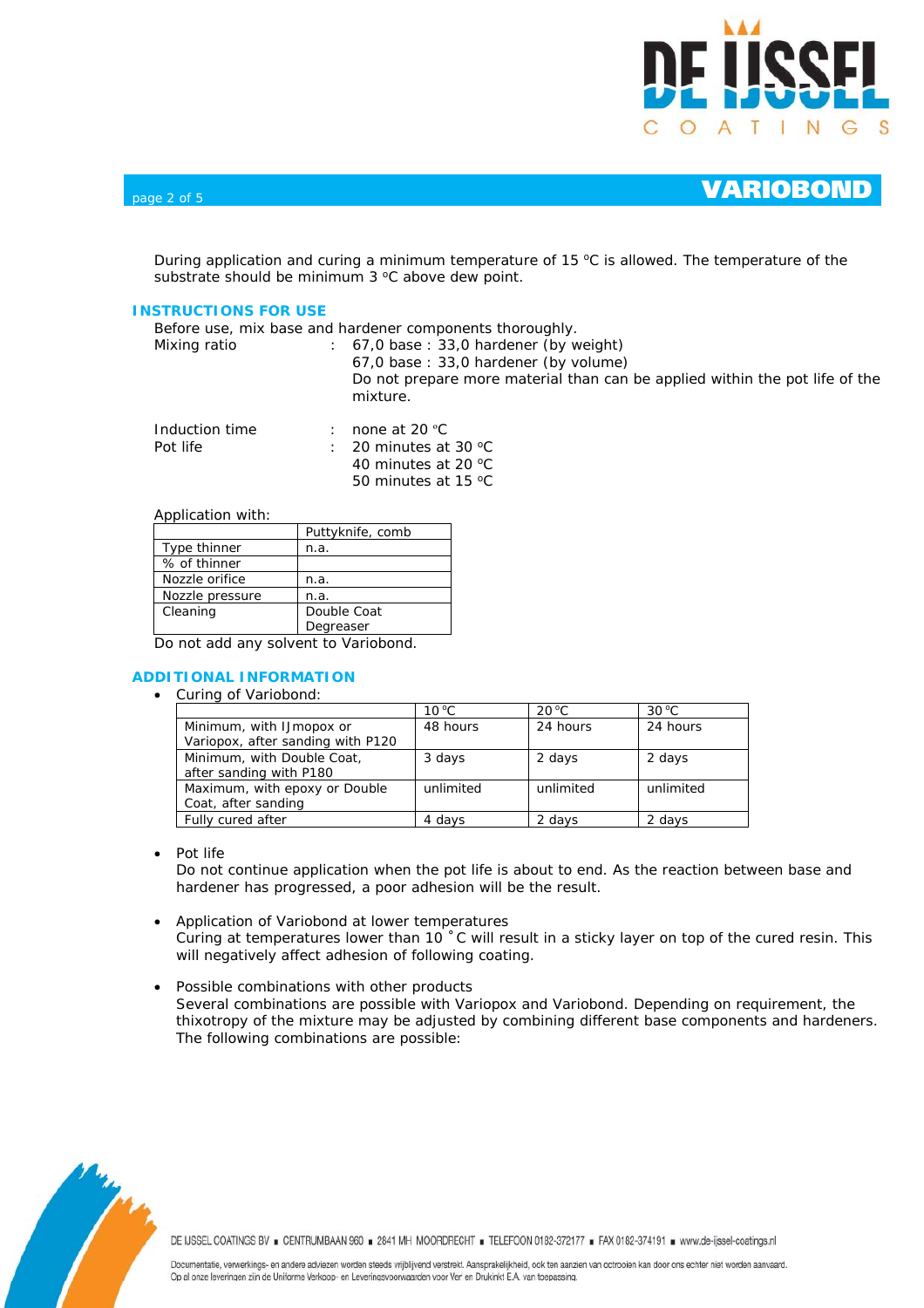During application and curing a minimum temperature of 15 °C is allowed. The temperature of the substrate should be minimum 3 °C above dew point.

## INSTRUCTIONS FOR USE

Before use, mix base and hardener components thoroughly.

| | | |
|---|---|---|
| Mixing ratio | : | 67,0 base : 33,0 hardener (by weight)<br>67,0 base : 33,0 hardener (by volume)<br>Do not prepare more material than can be applied within the pot life of the mixture. |
| Induction time | : | none at 20 °C |
| Pot life | : | 20 minutes at 30 °C<br>40 minutes at 20 °C<br>50 minutes at 15 °C |

Application with:

| | Puttyknife, comb |
|---|---|
| Type thinner | n.a. |
| % of thinner | |
| Nozzle orifice | n.a. |
| Nozzle pressure | n.a. |
| Cleaning | Double Coat Degreaser |

Do not add any solvent to Variobond.

## ADDITIONAL INFORMATION

- Curing of Variobond:

| | 10 °C | 20 °C | 30 °C |
|---|---|---|---|
| Minimum, with IJmopox or Variopox, after sanding with P120 | 48 hours | 24 hours | 24 hours |
| Minimum, with Double Coat, after sanding with P180 | 3 days | 2 days | 2 days |
| Maximum, with epoxy or Double Coat, after sanding | unlimited | unlimited | unlimited |
| Fully cured after | 4 days | 2 days | 2 days |

- Pot life
  Do not continue application when the pot life is about to end. As the reaction between base and hardener has progressed, a poor adhesion will be the result.

- Application of Variobond at lower temperatures
  Curing at temperatures lower than 10 ˚C will result in a sticky layer on top of the cured resin. This will negatively affect adhesion of following coating.

- Possible combinations with other products
  Several combinations are possible with Variopox and Variobond. Depending on requirement, the thixotropy of the mixture may be adjusted by combining different base components and hardeners. The following combinations are possible: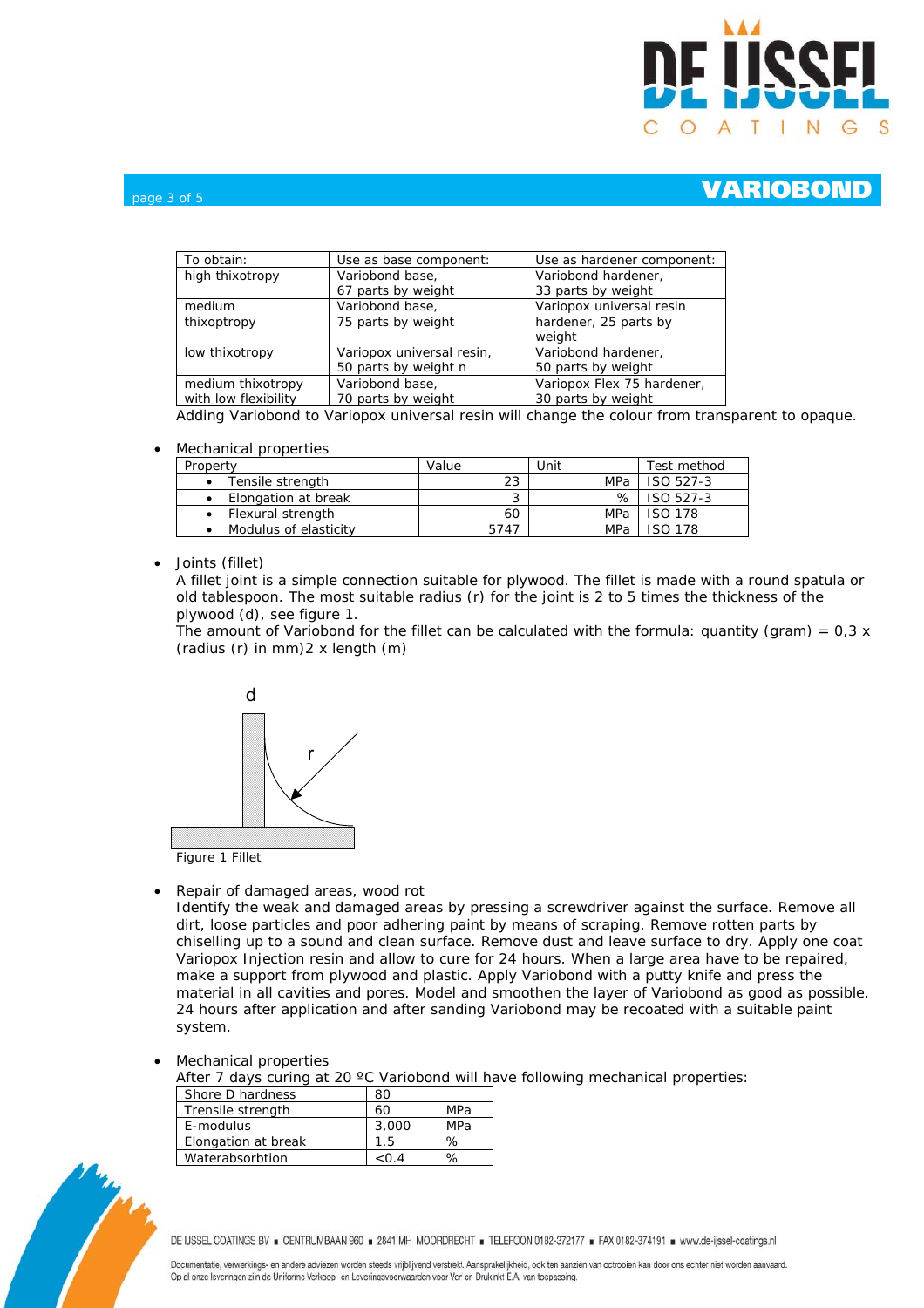| To obtain: | Use as base component: | Use as hardener component: |
|---|---|---|
| high thixotropy | Variobond base, 67 parts by weight | Variobond hardener, 33 parts by weight |
| medium thixoptropy | Variobond base, 75 parts by weight | Variopox universal resin hardener, 25 parts by weight |
| low thixotropy | Variopox universal resin, 50 parts by weight n | Variobond hardener, 50 parts by weight |
| medium thixotropy with low flexibility | Variobond base, 70 parts by weight | Variopox Flex 75 hardener, 30 parts by weight |

Adding Variobond to Variopox universal resin will change the colour from transparent to opaque.

- Mechanical properties

| Property | Value | Unit | Test method |
|---|---|---|---|
| • Tensile strength | 23 | MPa | ISO 527-3 |
| • Elongation at break | 3 | % | ISO 527-3 |
| • Flexural strength | 60 | MPa | ISO 178 |
| • Modulus of elasticity | 5747 | MPa | ISO 178 |

- Joints (fillet)

  A fillet joint is a simple connection suitable for plywood. The fillet is made with a round spatula or old tablespoon. The most suitable radius (r) for the joint is 2 to 5 times the thickness of the plywood (d), see figure 1.

  The amount of Variobond for the fillet can be calculated with the formula: quantity (gram) = 0,3 x (radius (r) in mm)2 x length (m)

Figure 1 Fillet

- Repair of damaged areas, wood rot

  Identify the weak and damaged areas by pressing a screwdriver against the surface. Remove all dirt, loose particles and poor adhering paint by means of scraping. Remove rotten parts by chiselling up to a sound and clean surface. Remove dust and leave surface to dry. Apply one coat Variopox Injection resin and allow to cure for 24 hours. When a large area have to be repaired, make a support from plywood and plastic. Apply Variobond with a putty knife and press the material in all cavities and pores. Model and smoothen the layer of Variobond as good as possible. 24 hours after application and after sanding Variobond may be recoated with a suitable paint system.

- Mechanical properties

  After 7 days curing at 20 ºC Variobond will have following mechanical properties:

| | | |
|---|---|---|
| Shore D hardness | 80 | |
| Trensile strength | 60 | MPa |
| E-modulus | 3,000 | MPa |
| Elongation at break | 1.5 | % |
| Waterabsorbtion | <0.4 | % |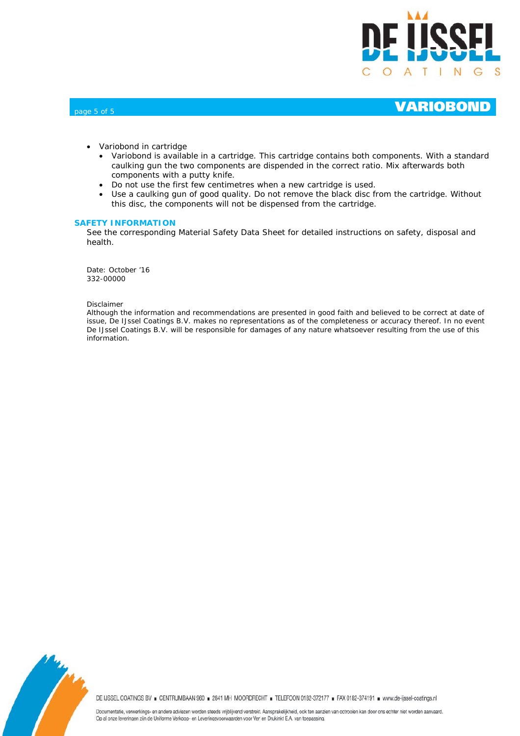- Variobond in cartridge
  - Variobond is available in a cartridge. This cartridge contains both components. With a standard caulking gun the two components are dispended in the correct ratio. Mix afterwards both components with a putty knife.
  - Do not use the first few centimetres when a new cartridge is used.
  - Use a caulking gun of good quality. Do not remove the black disc from the cartridge. Without this disc, the components will not be dispensed from the cartridge.

## SAFETY INFORMATION

See the corresponding Material Safety Data Sheet for detailed instructions on safety, disposal and health.

Date: October '16
332-00000

Disclaimer
Although the information and recommendations are presented in good faith and believed to be correct at date of issue, De IJssel Coatings B.V. makes no representations as of the completeness or accuracy thereof. In no event De IJssel Coatings B.V. will be responsible for damages of any nature whatsoever resulting from the use of this information.